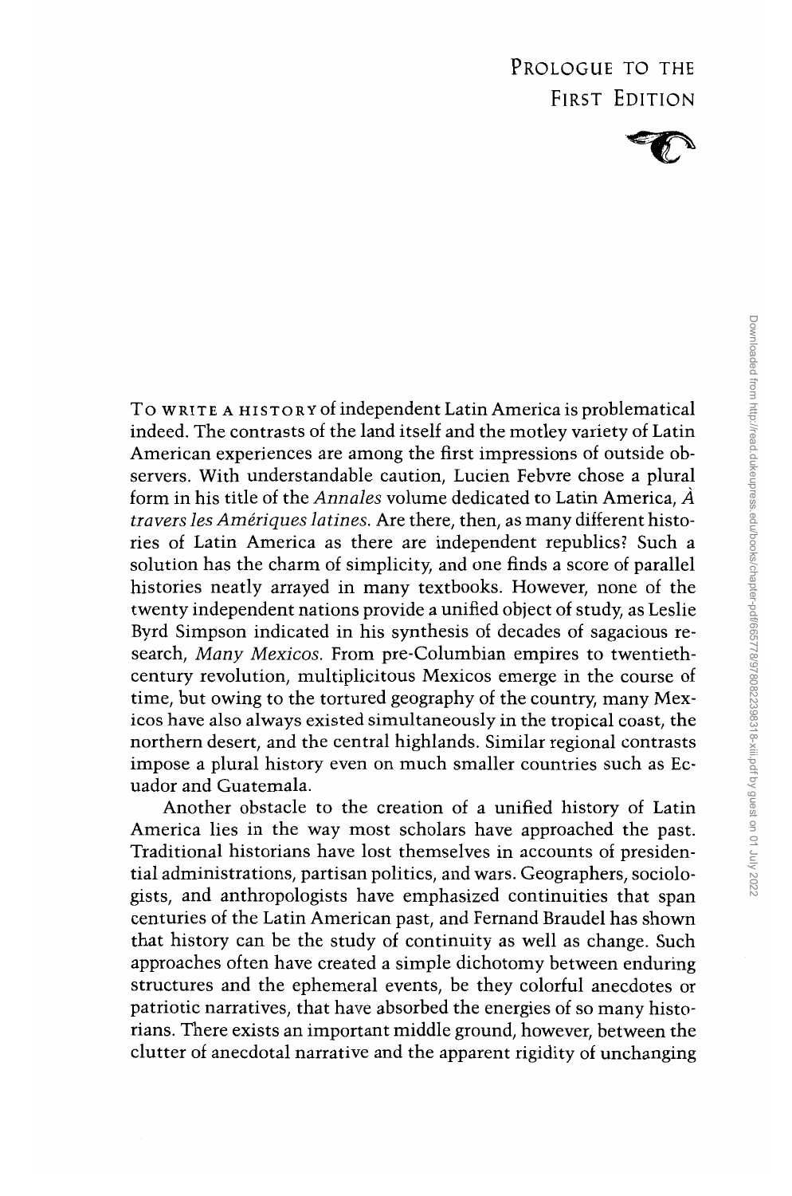# Prologue to the First Edition

To write a history of independent Latin America is problematical indeed. The contrasts of the land itself and the motley variety of Latin American experiences are among the first impressions of outside observers. With understandable caution, Lucien Febvre chose a plural form in his title of the *Annales* volume dedicated to Latin America, *À travers les Amériques latines.* Are there, then, as many different histories of Latin America as there are independent republics? Such a solution has the charm of simplicity, and one finds a score of parallel histories neatly arrayed in many textbooks. However, none of the twenty independent nations provide a unified object of study, as Leslie Byrd Simpson indicated in his synthesis of decades of sagacious research, *Many Mexicos.* From pre-Columbian empires to twentieth-century revolution, multiplicitous Mexicos emerge in the course of time, but owing to the tortured geography of the country, many Mexicos have also always existed simultaneously in the tropical coast, the northern desert, and the central highlands. Similar regional contrasts impose a plural history even on much smaller countries such as Ecuador and Guatemala.

Another obstacle to the creation of a unified history of Latin America lies in the way most scholars have approached the past. Traditional historians have lost themselves in accounts of presidential administrations, partisan politics, and wars. Geographers, sociologists, and anthropologists have emphasized continuities that span centuries of the Latin American past, and Fernand Braudel has shown that history can be the study of continuity as well as change. Such approaches often have created a simple dichotomy between enduring structures and the ephemeral events, be they colorful anecdotes or patriotic narratives, that have absorbed the energies of so many historians. There exists an important middle ground, however, between the clutter of anecdotal narrative and the apparent rigidity of unchanging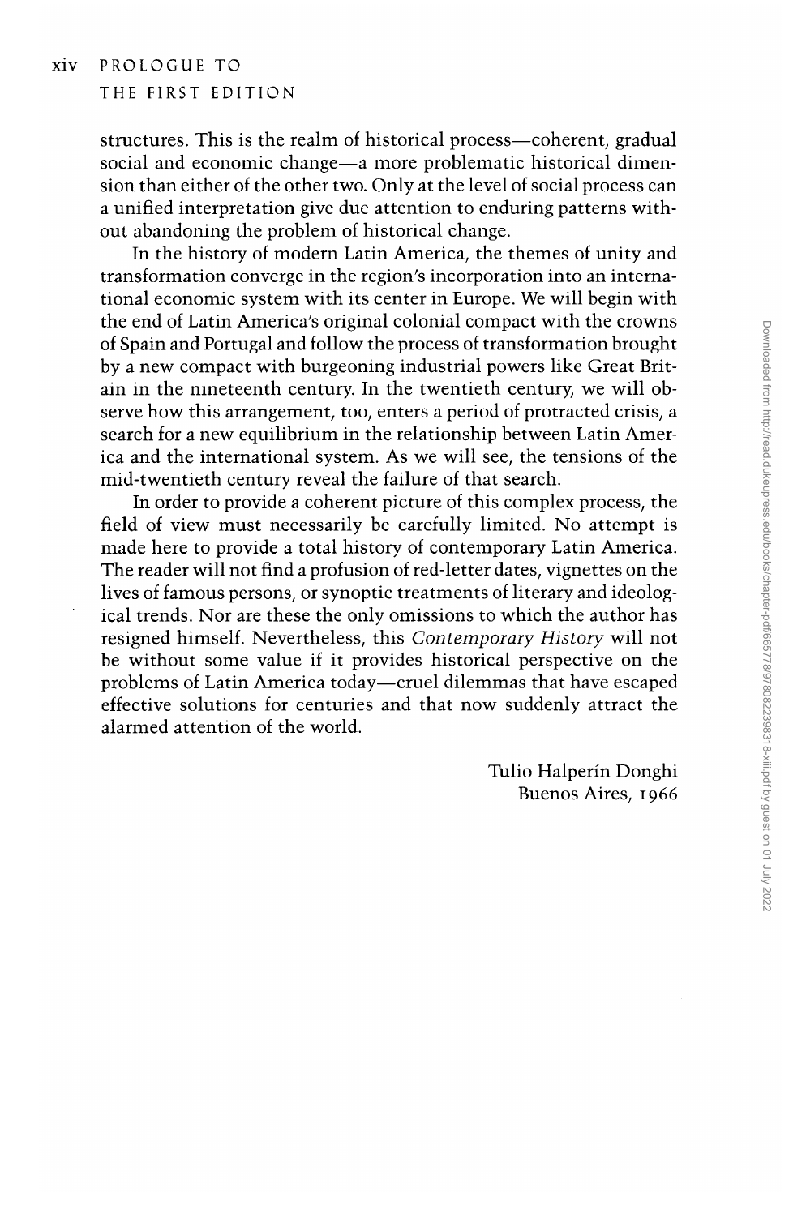structures. This is the realm of historical process—coherent, gradual social and economic change—a more problematic historical dimension than either of the other two. Only at the level of social process can a unified interpretation give due attention to enduring patterns without abandoning the problem of historical change.

In the history of modern Latin America, the themes of unity and transformation converge in the region's incorporation into an international economic system with its center in Europe. We will begin with the end of Latin America's original colonial compact with the crowns of Spain and Portugal and follow the process of transformation brought by a new compact with burgeoning industrial powers like Great Britain in the nineteenth century. In the twentieth century, we will observe how this arrangement, too, enters a period of protracted crisis, a search for a new equilibrium in the relationship between Latin America and the international system. As we will see, the tensions of the mid-twentieth century reveal the failure of that search.

In order to provide a coherent picture of this complex process, the field of view must necessarily be carefully limited. No attempt is made here to provide a total history of contemporary Latin America. The reader will not find a profusion of red-letter dates, vignettes on the lives of famous persons, or synoptic treatments of literary and ideological trends. Nor are these the only omissions to which the author has resigned himself. Nevertheless, this *Contemporary History* will not be without some value if it provides historical perspective on the problems of Latin America today—cruel dilemmas that have escaped effective solutions for centuries and that now suddenly attract the alarmed attention of the world.

Tulio Halperín Donghi
Buenos Aires, 1966